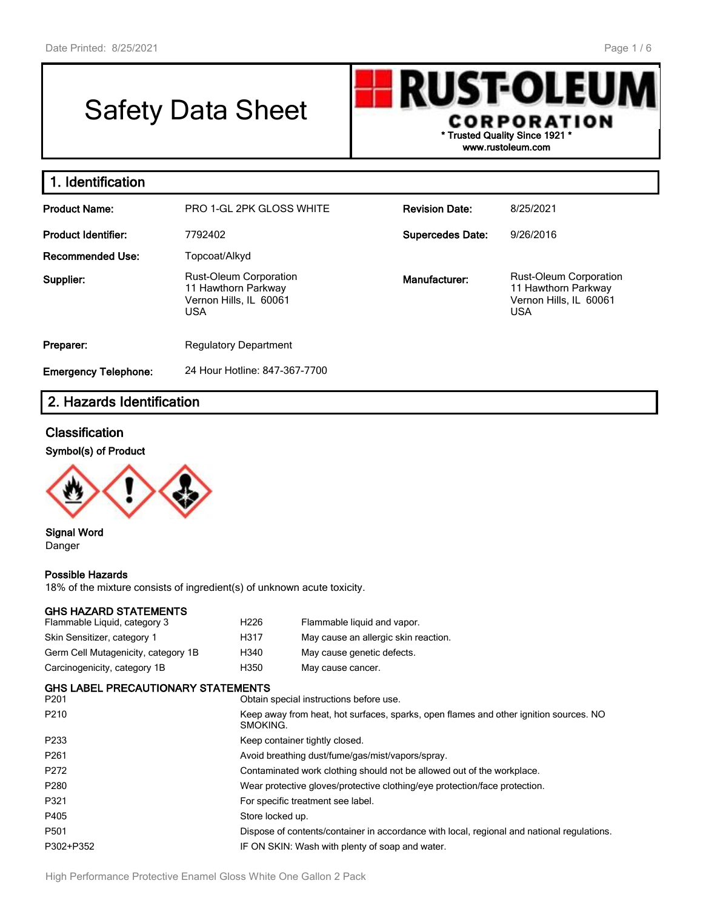# Safety Data Sheet

**RUST-OLEUM CORPORATION**
\* Trusted Quality Since 1921 \*
www.rustoleum.com

## 1. Identification

| | | | |
|---|---|---|---|
| **Product Name:** | PRO 1-GL 2PK GLOSS WHITE | **Revision Date:** | 8/25/2021 |
| **Product Identifier:** | 7792402 | **Supercedes Date:** | 9/26/2016 |
| **Recommended Use:** | Topcoat/Alkyd | | |
| **Supplier:** | Rust-Oleum Corporation<br>11 Hawthorn Parkway<br>Vernon Hills, IL 60061<br>USA | **Manufacturer:** | Rust-Oleum Corporation<br>11 Hawthorn Parkway<br>Vernon Hills, IL 60061<br>USA |
| **Preparer:** | Regulatory Department | | |
| **Emergency Telephone:** | 24 Hour Hotline: 847-367-7700 | | |

## 2. Hazards Identification

### Classification

**Symbol(s) of Product**

**Signal Word**
Danger

**Possible Hazards**
18% of the mixture consists of ingredient(s) of unknown acute toxicity.

**GHS HAZARD STATEMENTS**

| | | |
|---|---|---|
| Flammable Liquid, category 3 | H226 | Flammable liquid and vapor. |
| Skin Sensitizer, category 1 | H317 | May cause an allergic skin reaction. |
| Germ Cell Mutagenicity, category 1B | H340 | May cause genetic defects. |
| Carcinogenicity, category 1B | H350 | May cause cancer. |

**GHS LABEL PRECAUTIONARY STATEMENTS**

| | |
|---|---|
| P201 | Obtain special instructions before use. |
| P210 | Keep away from heat, hot surfaces, sparks, open flames and other ignition sources. NO SMOKING. |
| P233 | Keep container tightly closed. |
| P261 | Avoid breathing dust/fume/gas/mist/vapors/spray. |
| P272 | Contaminated work clothing should not be allowed out of the workplace. |
| P280 | Wear protective gloves/protective clothing/eye protection/face protection. |
| P321 | For specific treatment see label. |
| P405 | Store locked up. |
| P501 | Dispose of contents/container in accordance with local, regional and national regulations. |
| P302+P352 | IF ON SKIN: Wash with plenty of soap and water. |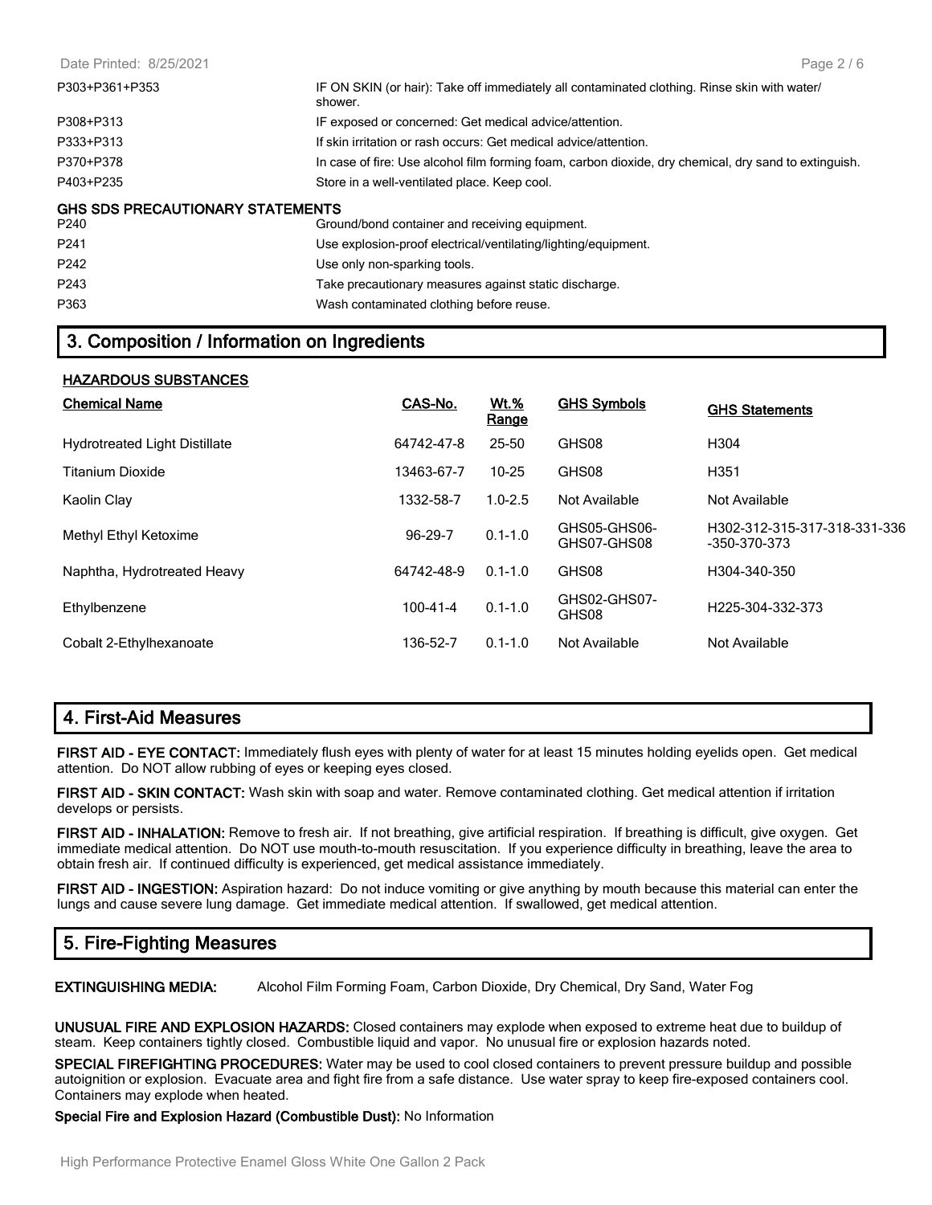| | |
|---|---|
| P303+P361+P353 | IF ON SKIN (or hair): Take off immediately all contaminated clothing. Rinse skin with water/ shower. |
| P308+P313 | IF exposed or concerned: Get medical advice/attention. |
| P333+P313 | If skin irritation or rash occurs: Get medical advice/attention. |
| P370+P378 | In case of fire: Use alcohol film forming foam, carbon dioxide, dry chemical, dry sand to extinguish. |
| P403+P235 | Store in a well-ventilated place. Keep cool. |

**GHS SDS PRECAUTIONARY STATEMENTS**

| | |
|---|---|
| P240 | Ground/bond container and receiving equipment. |
| P241 | Use explosion-proof electrical/ventilating/lighting/equipment. |
| P242 | Use only non-sparking tools. |
| P243 | Take precautionary measures against static discharge. |
| P363 | Wash contaminated clothing before reuse. |

## 3. Composition / Information on Ingredients

**HAZARDOUS SUBSTANCES**

| Chemical Name | CAS-No. | Wt.% Range | GHS Symbols | GHS Statements |
|---|---|---|---|---|
| Hydrotreated Light Distillate | 64742-47-8 | 25-50 | GHS08 | H304 |
| Titanium Dioxide | 13463-67-7 | 10-25 | GHS08 | H351 |
| Kaolin Clay | 1332-58-7 | 1.0-2.5 | Not Available | Not Available |
| Methyl Ethyl Ketoxime | 96-29-7 | 0.1-1.0 | GHS05-GHS06-GHS07-GHS08 | H302-312-315-317-318-331-336-350-370-373 |
| Naphtha, Hydrotreated Heavy | 64742-48-9 | 0.1-1.0 | GHS08 | H304-340-350 |
| Ethylbenzene | 100-41-4 | 0.1-1.0 | GHS02-GHS07-GHS08 | H225-304-332-373 |
| Cobalt 2-Ethylhexanoate | 136-52-7 | 0.1-1.0 | Not Available | Not Available |

## 4. First-Aid Measures

**FIRST AID - EYE CONTACT:** Immediately flush eyes with plenty of water for at least 15 minutes holding eyelids open. Get medical attention. Do NOT allow rubbing of eyes or keeping eyes closed.

**FIRST AID - SKIN CONTACT:** Wash skin with soap and water. Remove contaminated clothing. Get medical attention if irritation develops or persists.

**FIRST AID - INHALATION:** Remove to fresh air. If not breathing, give artificial respiration. If breathing is difficult, give oxygen. Get immediate medical attention. Do NOT use mouth-to-mouth resuscitation. If you experience difficulty in breathing, leave the area to obtain fresh air. If continued difficulty is experienced, get medical assistance immediately.

**FIRST AID - INGESTION:** Aspiration hazard: Do not induce vomiting or give anything by mouth because this material can enter the lungs and cause severe lung damage. Get immediate medical attention. If swallowed, get medical attention.

## 5. Fire-Fighting Measures

**EXTINGUISHING MEDIA:** Alcohol Film Forming Foam, Carbon Dioxide, Dry Chemical, Dry Sand, Water Fog

**UNUSUAL FIRE AND EXPLOSION HAZARDS:** Closed containers may explode when exposed to extreme heat due to buildup of steam. Keep containers tightly closed. Combustible liquid and vapor. No unusual fire or explosion hazards noted.

**SPECIAL FIREFIGHTING PROCEDURES:** Water may be used to cool closed containers to prevent pressure buildup and possible autoignition or explosion. Evacuate area and fight fire from a safe distance. Use water spray to keep fire-exposed containers cool. Containers may explode when heated.

**Special Fire and Explosion Hazard (Combustible Dust):** No Information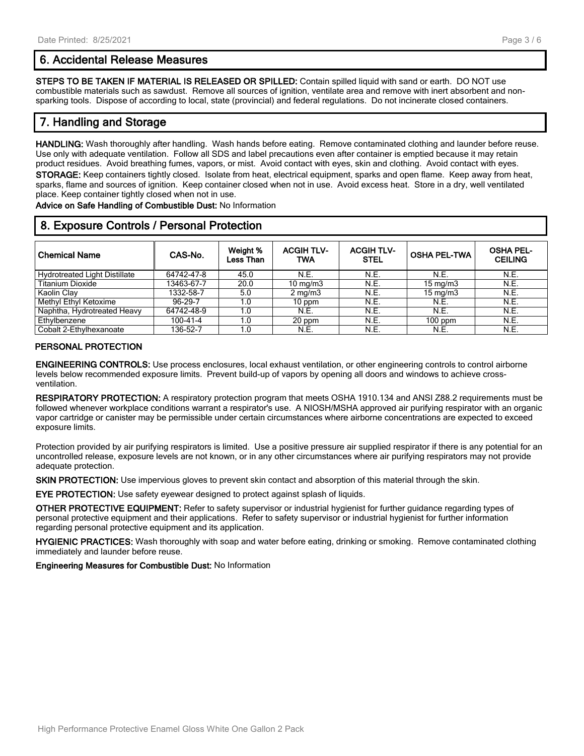## 6. Accidental Release Measures

**STEPS TO BE TAKEN IF MATERIAL IS RELEASED OR SPILLED:** Contain spilled liquid with sand or earth. DO NOT use combustible materials such as sawdust. Remove all sources of ignition, ventilate area and remove with inert absorbent and non-sparking tools. Dispose of according to local, state (provincial) and federal regulations. Do not incinerate closed containers.

## 7. Handling and Storage

**HANDLING:** Wash thoroughly after handling. Wash hands before eating. Remove contaminated clothing and launder before reuse. Use only with adequate ventilation. Follow all SDS and label precautions even after container is emptied because it may retain product residues. Avoid breathing fumes, vapors, or mist. Avoid contact with eyes, skin and clothing. Avoid contact with eyes.

**STORAGE:** Keep containers tightly closed. Isolate from heat, electrical equipment, sparks and open flame. Keep away from heat, sparks, flame and sources of ignition. Keep container closed when not in use. Avoid excess heat. Store in a dry, well ventilated place. Keep container tightly closed when not in use.

**Advice on Safe Handling of Combustible Dust:** No Information

## 8. Exposure Controls / Personal Protection

| Chemical Name | CAS-No. | Weight % Less Than | ACGIH TLV-TWA | ACGIH TLV-STEL | OSHA PEL-TWA | OSHA PEL-CEILING |
|---|---|---|---|---|---|---|
| Hydrotreated Light Distillate | 64742-47-8 | 45.0 | N.E. | N.E. | N.E. | N.E. |
| Titanium Dioxide | 13463-67-7 | 20.0 | 10 mg/m3 | N.E. | 15 mg/m3 | N.E. |
| Kaolin Clay | 1332-58-7 | 5.0 | 2 mg/m3 | N.E. | 15 mg/m3 | N.E. |
| Methyl Ethyl Ketoxime | 96-29-7 | 1.0 | 10 ppm | N.E. | N.E. | N.E. |
| Naphtha, Hydrotreated Heavy | 64742-48-9 | 1.0 | N.E. | N.E. | N.E. | N.E. |
| Ethylbenzene | 100-41-4 | 1.0 | 20 ppm | N.E. | 100 ppm | N.E. |
| Cobalt 2-Ethylhexanoate | 136-52-7 | 1.0 | N.E. | N.E. | N.E. | N.E. |

### PERSONAL PROTECTION

**ENGINEERING CONTROLS:** Use process enclosures, local exhaust ventilation, or other engineering controls to control airborne levels below recommended exposure limits. Prevent build-up of vapors by opening all doors and windows to achieve cross-ventilation.

**RESPIRATORY PROTECTION:** A respiratory protection program that meets OSHA 1910.134 and ANSI Z88.2 requirements must be followed whenever workplace conditions warrant a respirator's use. A NIOSH/MSHA approved air purifying respirator with an organic vapor cartridge or canister may be permissible under certain circumstances where airborne concentrations are expected to exceed exposure limits.

Protection provided by air purifying respirators is limited. Use a positive pressure air supplied respirator if there is any potential for an uncontrolled release, exposure levels are not known, or in any other circumstances where air purifying respirators may not provide adequate protection.

**SKIN PROTECTION:** Use impervious gloves to prevent skin contact and absorption of this material through the skin.

**EYE PROTECTION:** Use safety eyewear designed to protect against splash of liquids.

**OTHER PROTECTIVE EQUIPMENT:** Refer to safety supervisor or industrial hygienist for further guidance regarding types of personal protective equipment and their applications. Refer to safety supervisor or industrial hygienist for further information regarding personal protective equipment and its application.

**HYGIENIC PRACTICES:** Wash thoroughly with soap and water before eating, drinking or smoking. Remove contaminated clothing immediately and launder before reuse.

**Engineering Measures for Combustible Dust:** No Information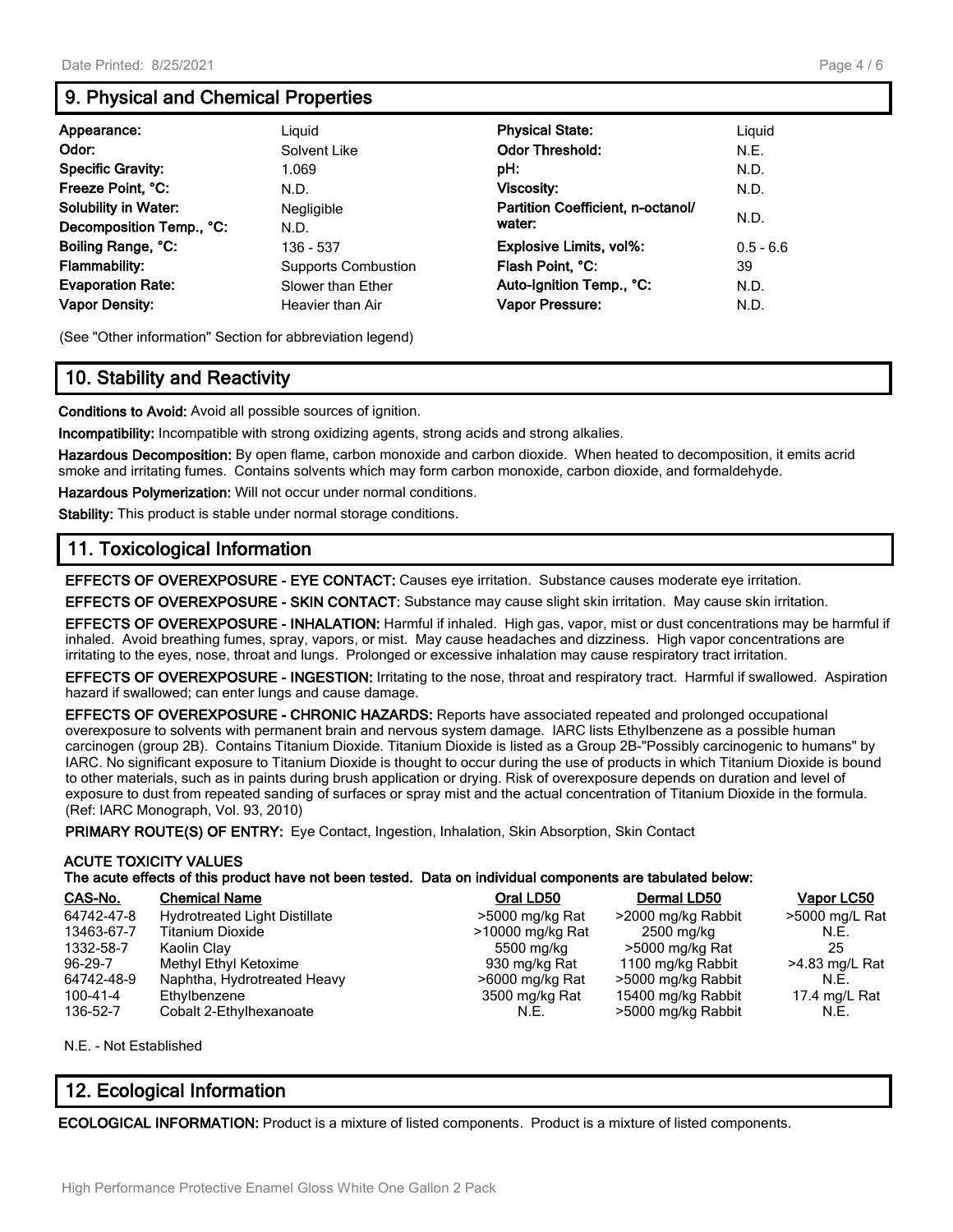## 9. Physical and Chemical Properties

| | | | |
|---|---|---|---|
| **Appearance:** | Liquid | **Physical State:** | Liquid |
| **Odor:** | Solvent Like | **Odor Threshold:** | N.E. |
| **Specific Gravity:** | 1.069 | **pH:** | N.D. |
| **Freeze Point, °C:** | N.D. | **Viscosity:** | N.D. |
| **Solubility in Water:** | Negligible | **Partition Coefficient, n-octanol/ water:** | N.D. |
| **Decomposition Temp., °C:** | N.D. | | |
| **Boiling Range, °C:** | 136 - 537 | **Explosive Limits, vol%:** | 0.5 - 6.6 |
| **Flammability:** | Supports Combustion | **Flash Point, °C:** | 39 |
| **Evaporation Rate:** | Slower than Ether | **Auto-Ignition Temp., °C:** | N.D. |
| **Vapor Density:** | Heavier than Air | **Vapor Pressure:** | N.D. |

(See "Other information" Section for abbreviation legend)

## 10. Stability and Reactivity

**Conditions to Avoid:** Avoid all possible sources of ignition.

**Incompatibility:** Incompatible with strong oxidizing agents, strong acids and strong alkalies.

**Hazardous Decomposition:** By open flame, carbon monoxide and carbon dioxide. When heated to decomposition, it emits acrid smoke and irritating fumes. Contains solvents which may form carbon monoxide, carbon dioxide, and formaldehyde.

**Hazardous Polymerization:** Will not occur under normal conditions.

**Stability:** This product is stable under normal storage conditions.

## 11. Toxicological Information

**EFFECTS OF OVEREXPOSURE - EYE CONTACT:** Causes eye irritation. Substance causes moderate eye irritation.

**EFFECTS OF OVEREXPOSURE - SKIN CONTACT:** Substance may cause slight skin irritation. May cause skin irritation.

**EFFECTS OF OVEREXPOSURE - INHALATION:** Harmful if inhaled. High gas, vapor, mist or dust concentrations may be harmful if inhaled. Avoid breathing fumes, spray, vapors, or mist. May cause headaches and dizziness. High vapor concentrations are irritating to the eyes, nose, throat and lungs. Prolonged or excessive inhalation may cause respiratory tract irritation.

**EFFECTS OF OVEREXPOSURE - INGESTION:** Irritating to the nose, throat and respiratory tract. Harmful if swallowed. Aspiration hazard if swallowed; can enter lungs and cause damage.

**EFFECTS OF OVEREXPOSURE - CHRONIC HAZARDS:** Reports have associated repeated and prolonged occupational overexposure to solvents with permanent brain and nervous system damage. IARC lists Ethylbenzene as a possible human carcinogen (group 2B). Contains Titanium Dioxide. Titanium Dioxide is listed as a Group 2B-"Possibly carcinogenic to humans" by IARC. No significant exposure to Titanium Dioxide is thought to occur during the use of products in which Titanium Dioxide is bound to other materials, such as in paints during brush application or drying. Risk of overexposure depends on duration and level of exposure to dust from repeated sanding of surfaces or spray mist and the actual concentration of Titanium Dioxide in the formula. (Ref: IARC Monograph, Vol. 93, 2010)

**PRIMARY ROUTE(S) OF ENTRY:** Eye Contact, Ingestion, Inhalation, Skin Absorption, Skin Contact

**ACUTE TOXICITY VALUES**
**The acute effects of this product have not been tested. Data on individual components are tabulated below:**

| CAS-No. | Chemical Name | Oral LD50 | Dermal LD50 | Vapor LC50 |
|---|---|---|---|---|
| 64742-47-8 | Hydrotreated Light Distillate | >5000 mg/kg Rat | >2000 mg/kg Rabbit | >5000 mg/L Rat |
| 13463-67-7 | Titanium Dioxide | >10000 mg/kg Rat | 2500 mg/kg | N.E. |
| 1332-58-7 | Kaolin Clay | 5500 mg/kg | >5000 mg/kg Rat | 25 |
| 96-29-7 | Methyl Ethyl Ketoxime | 930 mg/kg Rat | 1100 mg/kg Rabbit | >4.83 mg/L Rat |
| 64742-48-9 | Naphtha, Hydrotreated Heavy | >6000 mg/kg Rat | >5000 mg/kg Rabbit | N.E. |
| 100-41-4 | Ethylbenzene | 3500 mg/kg Rat | 15400 mg/kg Rabbit | 17.4 mg/L Rat |
| 136-52-7 | Cobalt 2-Ethylhexanoate | N.E. | >5000 mg/kg Rabbit | N.E. |

N.E. - Not Established

## 12. Ecological Information

**ECOLOGICAL INFORMATION:** Product is a mixture of listed components. Product is a mixture of listed components.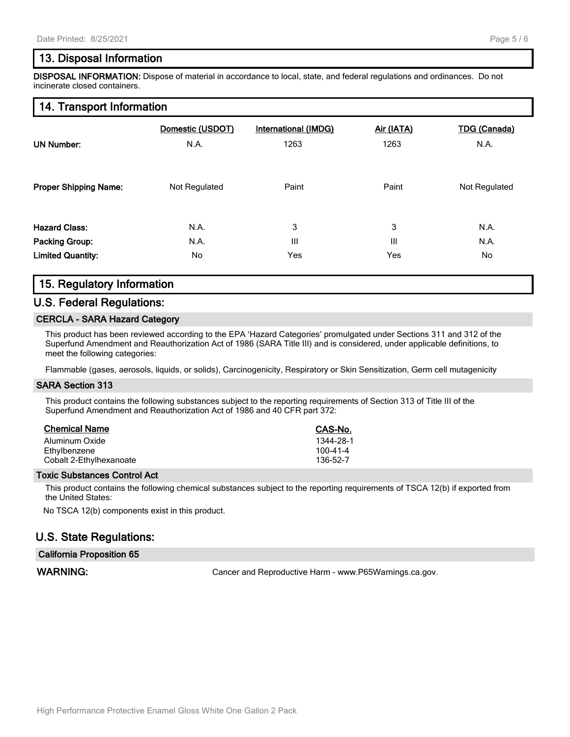## 13. Disposal Information

**DISPOSAL INFORMATION:** Dispose of material in accordance to local, state, and federal regulations and ordinances. Do not incinerate closed containers.

## 14. Transport Information

| | Domestic (USDOT) | International (IMDG) | Air (IATA) | TDG (Canada) |
|---|---|---|---|---|
| **UN Number:** | N.A. | 1263 | 1263 | N.A. |
| **Proper Shipping Name:** | Not Regulated | Paint | Paint | Not Regulated |
| **Hazard Class:** | N.A. | 3 | 3 | N.A. |
| **Packing Group:** | N.A. | III | III | N.A. |
| **Limited Quantity:** | No | Yes | Yes | No |

## 15. Regulatory Information

### U.S. Federal Regulations:

#### CERCLA - SARA Hazard Category

This product has been reviewed according to the EPA 'Hazard Categories' promulgated under Sections 311 and 312 of the Superfund Amendment and Reauthorization Act of 1986 (SARA Title III) and is considered, under applicable definitions, to meet the following categories:

Flammable (gases, aerosols, liquids, or solids), Carcinogenicity, Respiratory or Skin Sensitization, Germ cell mutagenicity

#### SARA Section 313

This product contains the following substances subject to the reporting requirements of Section 313 of Title III of the Superfund Amendment and Reauthorization Act of 1986 and 40 CFR part 372:

| Chemical Name | CAS-No. |
|---|---|
| Aluminum Oxide | 1344-28-1 |
| Ethylbenzene | 100-41-4 |
| Cobalt 2-Ethylhexanoate | 136-52-7 |

#### Toxic Substances Control Act

This product contains the following chemical substances subject to the reporting requirements of TSCA 12(b) if exported from the United States:

No TSCA 12(b) components exist in this product.

### U.S. State Regulations:

#### California Proposition 65

**WARNING:** Cancer and Reproductive Harm - www.P65Warnings.ca.gov.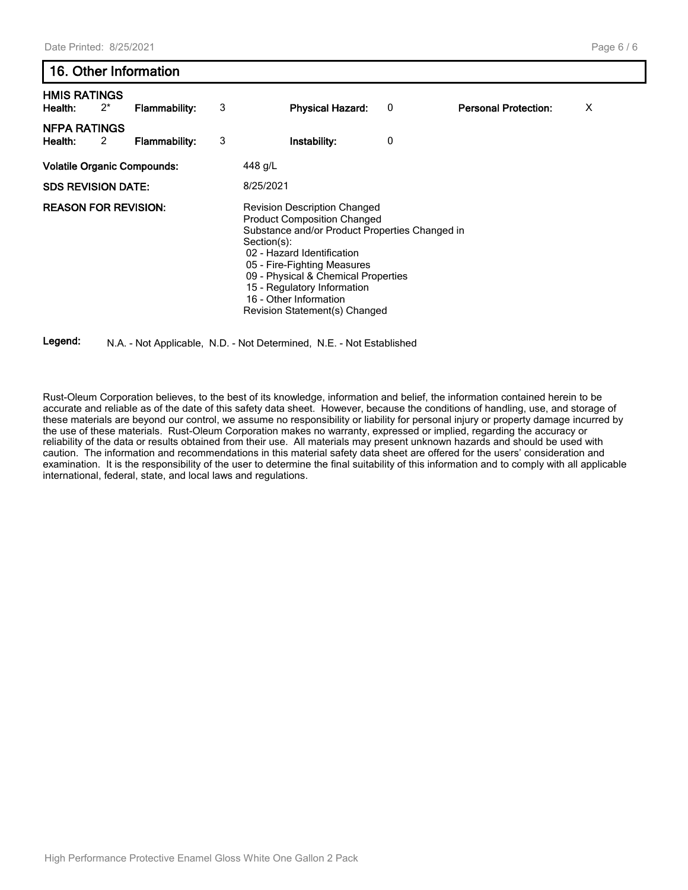## 16. Other Information

**HMIS RATINGS**

| | | | | | | | |
|---|---|---|---|---|---|---|---|
| **Health:** | 2* | **Flammability:** | 3 | **Physical Hazard:** | 0 | **Personal Protection:** | X |

**NFPA RATINGS**

| | | | | | |
|---|---|---|---|---|---|
| **Health:** | 2 | **Flammability:** | 3 | **Instability:** | 0 |

**Volatile Organic Compounds:** 448 g/L

**SDS REVISION DATE:** 8/25/2021

**REASON FOR REVISION:**

Revision Description Changed
Product Composition Changed
Substance and/or Product Properties Changed in Section(s):
 02 - Hazard Identification
 05 - Fire-Fighting Measures
 09 - Physical & Chemical Properties
 15 - Regulatory Information
 16 - Other Information
Revision Statement(s) Changed

**Legend:** N.A. - Not Applicable, N.D. - Not Determined, N.E. - Not Established

Rust-Oleum Corporation believes, to the best of its knowledge, information and belief, the information contained herein to be accurate and reliable as of the date of this safety data sheet. However, because the conditions of handling, use, and storage of these materials are beyond our control, we assume no responsibility or liability for personal injury or property damage incurred by the use of these materials. Rust-Oleum Corporation makes no warranty, expressed or implied, regarding the accuracy or reliability of the data or results obtained from their use. All materials may present unknown hazards and should be used with caution. The information and recommendations in this material safety data sheet are offered for the users' consideration and examination. It is the responsibility of the user to determine the final suitability of this information and to comply with all applicable international, federal, state, and local laws and regulations.